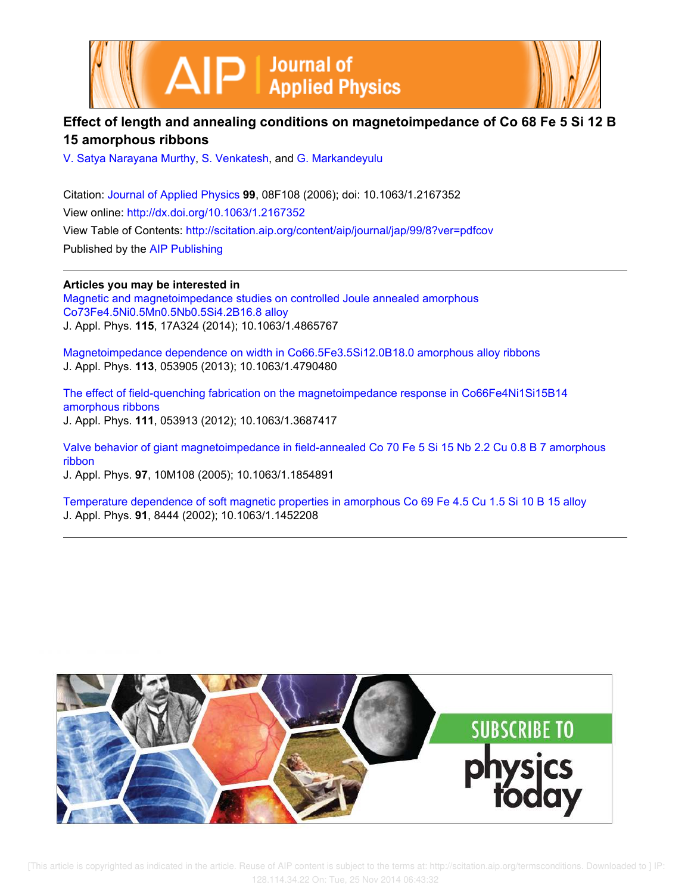# Effect of length and annealing conditions on magnetoimpedance of Co 68 Fe 5 Si 12 B 15 amorphous ribbons

V. Satya Narayana Murthy, S. Venkatesh, and G. Markandeyulu

Citation: Journal of Applied Physics **99**, 08F108 (2006); doi: 10.1063/1.2167352

View online: http://dx.doi.org/10.1063/1.2167352

View Table of Contents: http://scitation.aip.org/content/aip/journal/jap/99/8?ver=pdfcov

Published by the AIP Publishing

## Articles you may be interested in

Magnetic and magnetoimpedance studies on controlled Joule annealed amorphous Co73Fe4.5Ni0.5Mn0.5Nb0.5Si4.2B16.8 alloy
J. Appl. Phys. **115**, 17A324 (2014); 10.1063/1.4865767

Magnetoimpedance dependence on width in Co66.5Fe3.5Si12.0B18.0 amorphous alloy ribbons
J. Appl. Phys. **113**, 053905 (2013); 10.1063/1.4790480

The effect of field-quenching fabrication on the magnetoimpedance response in Co66Fe4Ni1Si15B14 amorphous ribbons
J. Appl. Phys. **111**, 053913 (2012); 10.1063/1.3687417

Valve behavior of giant magnetoimpedance in field-annealed Co 70 Fe 5 Si 15 Nb 2.2 Cu 0.8 B 7 amorphous ribbon
J. Appl. Phys. **97**, 10M108 (2005); 10.1063/1.1854891

Temperature dependence of soft magnetic properties in amorphous Co 69 Fe 4.5 Cu 1.5 Si 10 B 15 alloy
J. Appl. Phys. **91**, 8444 (2002); 10.1063/1.1452208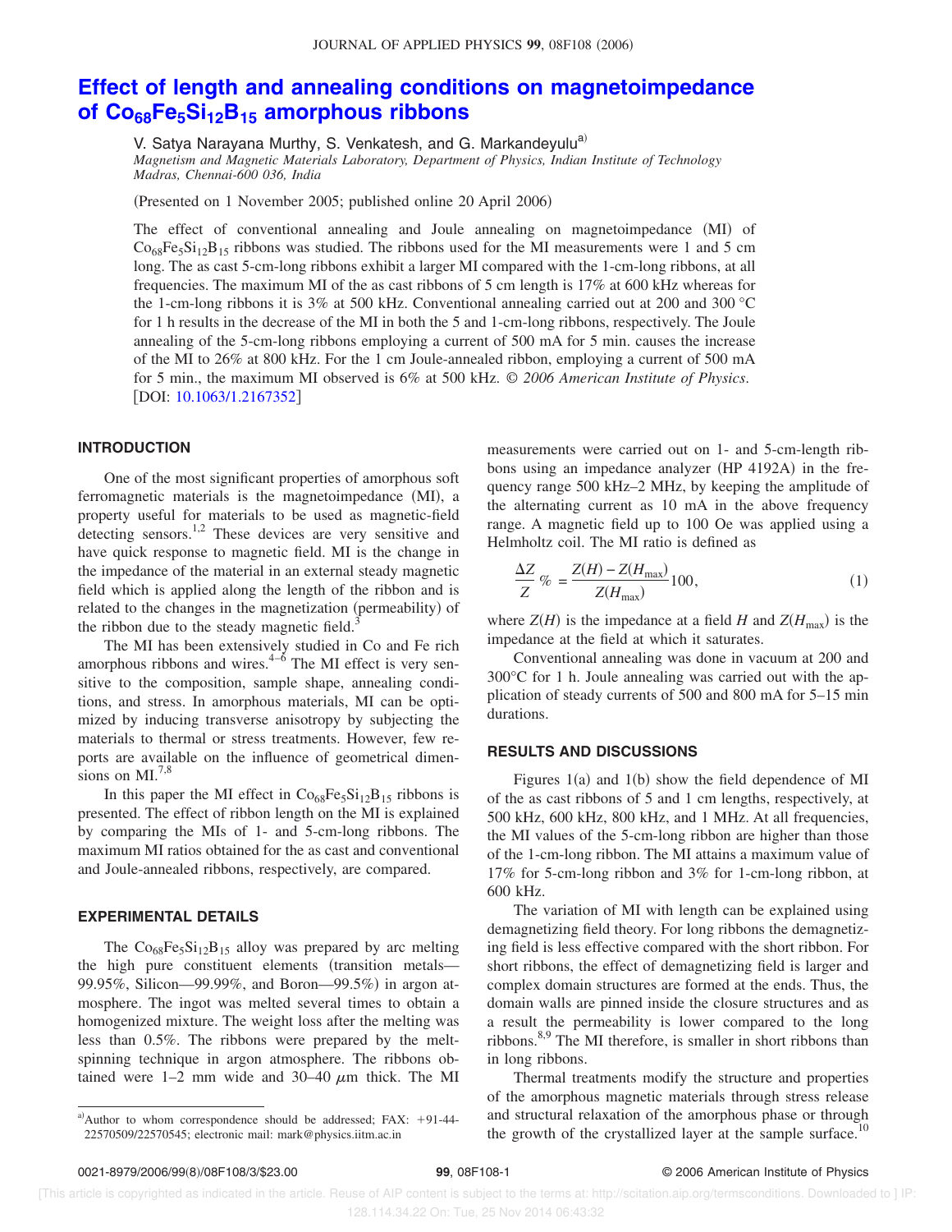# Effect of length and annealing conditions on magnetoimpedance of $Co_{68}Fe_5Si_{12}B_{15}$ amorphous ribbons

V. Satya Narayana Murthy, S. Venkatesh, and G. Markandeyulu[a)]

*Magnetism and Magnetic Materials Laboratory, Department of Physics, Indian Institute of Technology Madras, Chennai-600 036, India*

(Presented on 1 November 2005; published online 20 April 2006)

The effect of conventional annealing and Joule annealing on magnetoimpedance (MI) of $Co_{68}Fe_5Si_{12}B_{15}$ ribbons was studied. The ribbons used for the MI measurements were 1 and 5 cm long. The as cast 5-cm-long ribbons exhibit a larger MI compared with the 1-cm-long ribbons, at all frequencies. The maximum MI of the as cast ribbons of 5 cm length is 17% at 600 kHz whereas for the 1-cm-long ribbons it is 3% at 500 kHz. Conventional annealing carried out at 200 and 300 °C for 1 h results in the decrease of the MI in both the 5 and 1-cm-long ribbons, respectively. The Joule annealing of the 5-cm-long ribbons employing a current of 500 mA for 5 min. causes the increase of the MI to 26% at 800 kHz. For the 1 cm Joule-annealed ribbon, employing a current of 500 mA for 5 min., the maximum MI observed is 6% at 500 kHz. *© 2006 American Institute of Physics*. [DOI: 10.1063/1.2167352]

## INTRODUCTION

One of the most significant properties of amorphous soft ferromagnetic materials is the magnetoimpedance (MI), a property useful for materials to be used as magnetic-field detecting sensors.[1,2] These devices are very sensitive and have quick response to magnetic field. MI is the change in the impedance of the material in an external steady magnetic field which is applied along the length of the ribbon and is related to the changes in the magnetization (permeability) of the ribbon due to the steady magnetic field.[3]

The MI has been extensively studied in Co and Fe rich amorphous ribbons and wires.[4–6] The MI effect is very sensitive to the composition, sample shape, annealing conditions, and stress. In amorphous materials, MI can be optimized by inducing transverse anisotropy by subjecting the materials to thermal or stress treatments. However, few reports are available on the influence of geometrical dimensions on MI.[7,8]

In this paper the MI effect in $Co_{68}Fe_5Si_{12}B_{15}$ ribbons is presented. The effect of ribbon length on the MI is explained by comparing the MIs of 1- and 5-cm-long ribbons. The maximum MI ratios obtained for the as cast and conventional and Joule-annealed ribbons, respectively, are compared.

## EXPERIMENTAL DETAILS

The $Co_{68}Fe_5Si_{12}B_{15}$ alloy was prepared by arc melting the high pure constituent elements (transition metals—99.95%, Silicon—99.99%, and Boron—99.5%) in argon atmosphere. The ingot was melted several times to obtain a homogenized mixture. The weight loss after the melting was less than 0.5%. The ribbons were prepared by the melt-spinning technique in argon atmosphere. The ribbons obtained were 1–2 mm wide and 30–40 $\mu$m thick. The MI measurements were carried out on 1- and 5-cm-length ribbons using an impedance analyzer (HP 4192A) in the frequency range 500 kHz–2 MHz, by keeping the amplitude of the alternating current as 10 mA in the above frequency range. A magnetic field up to 100 Oe was applied using a Helmholtz coil. The MI ratio is defined as

$$\frac{\Delta Z}{Z}\,\% = \frac{Z(H) - Z(H_{\max})}{Z(H_{\max})}100, \tag{1}$$

where $Z(H)$ is the impedance at a field $H$ and $Z(H_{\max})$ is the impedance at the field at which it saturates.

Conventional annealing was done in vacuum at 200 and 300°C for 1 h. Joule annealing was carried out with the application of steady currents of 500 and 800 mA for 5–15 min durations.

## RESULTS AND DISCUSSIONS

Figures 1(a) and 1(b) show the field dependence of MI of the as cast ribbons of 5 and 1 cm lengths, respectively, at 500 kHz, 600 kHz, 800 kHz, and 1 MHz. At all frequencies, the MI values of the 5-cm-long ribbon are higher than those of the 1-cm-long ribbon. The MI attains a maximum value of 17% for 5-cm-long ribbon and 3% for 1-cm-long ribbon, at 600 kHz.

The variation of MI with length can be explained using demagnetizing field theory. For long ribbons the demagnetizing field is less effective compared with the short ribbon. For short ribbons, the effect of demagnetizing field is larger and complex domain structures are formed at the ends. Thus, the domain walls are pinned inside the closure structures and as a result the permeability is lower compared to the long ribbons.[8,9] The MI therefore, is smaller in short ribbons than in long ribbons.

Thermal treatments modify the structure and properties of the amorphous magnetic materials through stress release and structural relaxation of the amorphous phase or through the growth of the crystallized layer at the sample surface.[10]

[a)]Author to whom correspondence should be addressed; FAX: +91-44-22570509/22570545; electronic mail: mark@physics.iitm.ac.in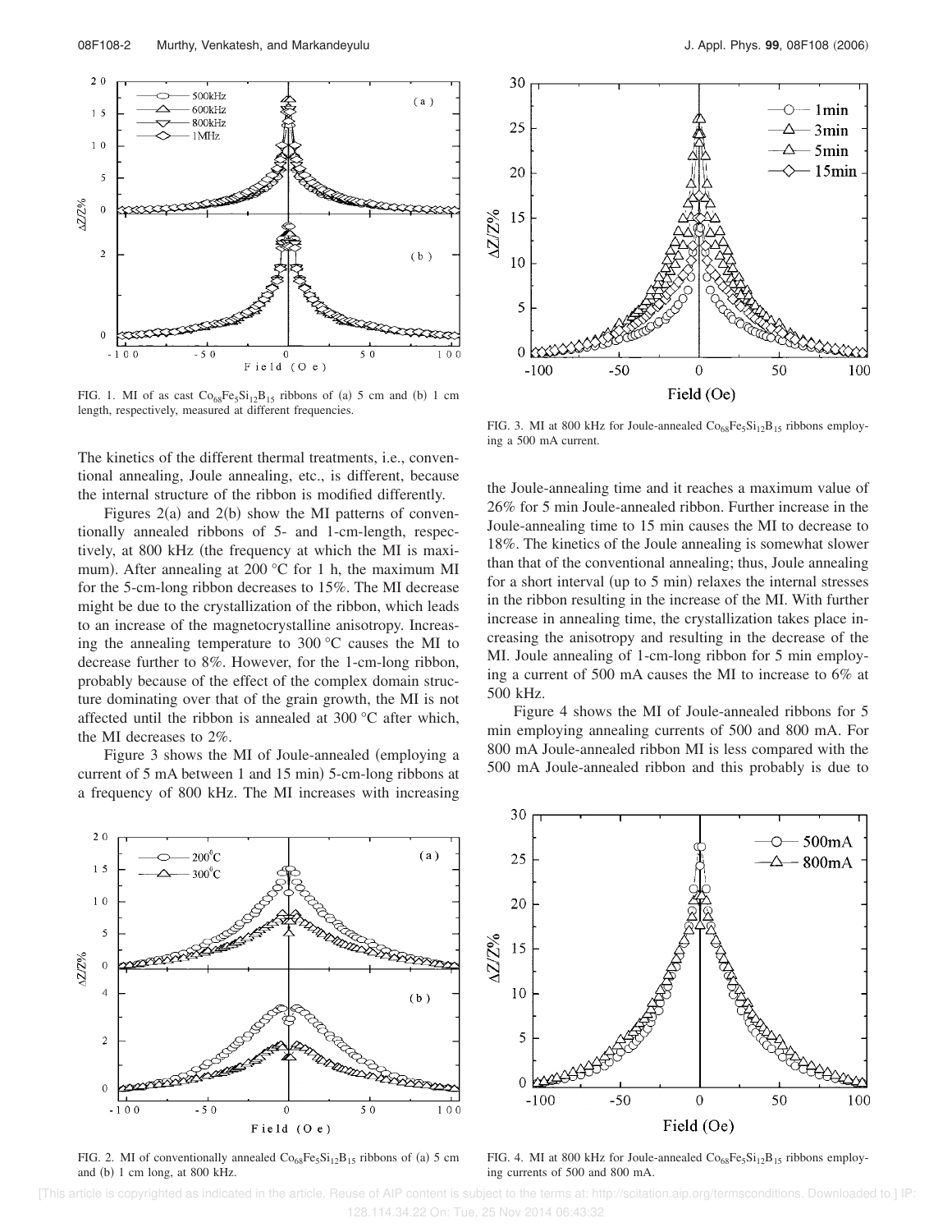FIG. 1. MI of as cast $Co_{68}Fe_5Si_{12}B_{15}$ ribbons of (a) 5 cm and (b) 1 cm length, respectively, measured at different frequencies.

FIG. 3. MI at 800 kHz for Joule-annealed $Co_{68}Fe_5Si_{12}B_{15}$ ribbons employing a 500 mA current.

The kinetics of the different thermal treatments, i.e., conventional annealing, Joule annealing, etc., is different, because the internal structure of the ribbon is modified differently.

Figures 2(a) and 2(b) show the MI patterns of conventionally annealed ribbons of 5- and 1-cm-length, respectively, at 800 kHz (the frequency at which the MI is maximum). After annealing at 200 °C for 1 h, the maximum MI for the 5-cm-long ribbon decreases to 15%. The MI decrease might be due to the crystallization of the ribbon, which leads to an increase of the magnetocrystalline anisotropy. Increasing the annealing temperature to 300 °C causes the MI to decrease further to 8%. However, for the 1-cm-long ribbon, probably because of the effect of the complex domain structure dominating over that of the grain growth, the MI is not affected until the ribbon is annealed at 300 °C after which, the MI decreases to 2%.

Figure 3 shows the MI of Joule-annealed (employing a current of 5 mA between 1 and 15 min) 5-cm-long ribbons at a frequency of 800 kHz. The MI increases with increasing the Joule-annealing time and it reaches a maximum value of 26% for 5 min Joule-annealed ribbon. Further increase in the Joule-annealing time to 15 min causes the MI to decrease to 18%. The kinetics of the Joule annealing is somewhat slower than that of the conventional annealing; thus, Joule annealing for a short interval (up to 5 min) relaxes the internal stresses in the ribbon resulting in the increase of the MI. With further increase in annealing time, the crystallization takes place increasing the anisotropy and resulting in the decrease of the MI. Joule annealing of 1-cm-long ribbon for 5 min employing a current of 500 mA causes the MI to increase to 6% at 500 kHz.

Figure 4 shows the MI of Joule-annealed ribbons for 5 min employing annealing currents of 500 and 800 mA. For 800 mA Joule-annealed ribbon MI is less compared with the 500 mA Joule-annealed ribbon and this probably is due to

FIG. 2. MI of conventionally annealed $Co_{68}Fe_5Si_{12}B_{15}$ ribbons of (a) 5 cm and (b) 1 cm long, at 800 kHz.

FIG. 4. MI at 800 kHz for Joule-annealed $Co_{68}Fe_5Si_{12}B_{15}$ ribbons employing currents of 500 and 800 mA.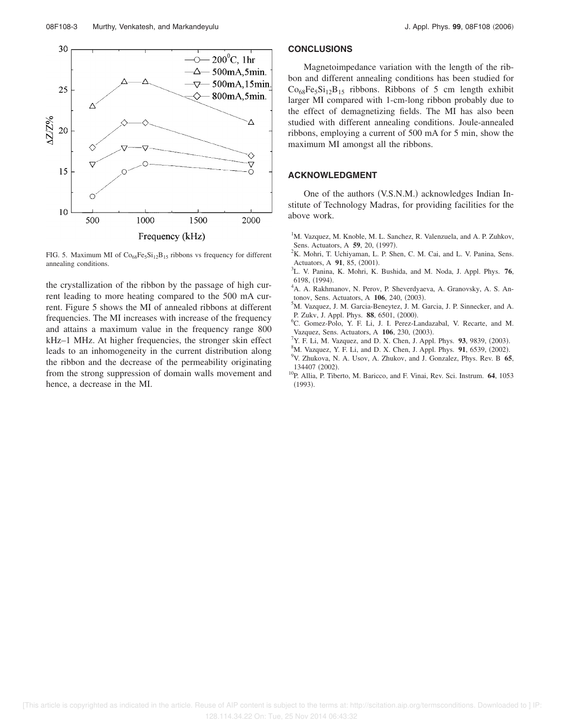30

25

20

15

10

ΔZ/Z%

500

1000

1500

2000

Frequency (kHz)

—○— 200$^{0}$C, 1hr

—△— 500mA,5min.

—▽— 500mA,15min.

—◇— 800mA,5min.

FIG. 5. Maximum MI of $Co_{68}Fe_5Si_{12}B_{15}$ ribbons vs frequency for different annealing conditions.

the crystallization of the ribbon by the passage of high current leading to more heating compared to the 500 mA current. Figure 5 shows the MI of annealed ribbons at different frequencies. The MI increases with increase of the frequency and attains a maximum value in the frequency range 800 kHz–1 MHz. At higher frequencies, the stronger skin effect leads to an inhomogeneity in the current distribution along the ribbon and the decrease of the permeability originating from the strong suppression of domain walls movement and hence, a decrease in the MI.

## CONCLUSIONS

Magnetoimpedance variation with the length of the ribbon and different annealing conditions has been studied for $Co_{68}Fe_5Si_{12}B_{15}$ ribbons. Ribbons of 5 cm length exhibit larger MI compared with 1-cm-long ribbon probably due to the effect of demagnetizing fields. The MI has also been studied with different annealing conditions. Joule-annealed ribbons, employing a current of 500 mA for 5 min, show the maximum MI amongst all the ribbons.

## ACKNOWLEDGMENT

One of the authors (V.S.N.M.) acknowledges Indian Institute of Technology Madras, for providing facilities for the above work.

[1] M. Vazquez, M. Knoble, M. L. Sanchez, R. Valenzuela, and A. P. Zuhkov, Sens. Actuators, A **59**, 20, (1997).

[2] K. Mohri, T. Uchiyaman, L. P. Shen, C. M. Cai, and L. V. Panina, Sens. Actuators, A **91**, 85, (2001).

[3] L. V. Panina, K. Mohri, K. Bushida, and M. Noda, J. Appl. Phys. **76**, 6198, (1994).

[4] A. A. Rakhmanov, N. Perov, P. Sheverdyaeva, A. Granovsky, A. S. Antonov, Sens. Actuators, A **106**, 240, (2003).

[5] M. Vazquez, J. M. Garcia-Beneytez, J. M. Garcia, J. P. Sinnecker, and A. P. Zukv, J. Appl. Phys. **88**, 6501, (2000).

[6] C. Gomez-Polo, Y. F. Li, J. I. Perez-Landazabal, V. Recarte, and M. Vazquez, Sens. Actuators, A **106**, 230, (2003).

[7] Y. F. Li, M. Vazquez, and D. X. Chen, J. Appl. Phys. **93**, 9839, (2003).

[8] M. Vazquez, Y. F. Li, and D. X. Chen, J. Appl. Phys. **91**, 6539, (2002).

[9] V. Zhukova, N. A. Usov, A. Zhukov, and J. Gonzalez, Phys. Rev. B **65**, 134407 (2002).

[10] P. Allia, P. Tiberto, M. Baricco, and F. Vinai, Rev. Sci. Instrum. **64**, 1053 (1993).